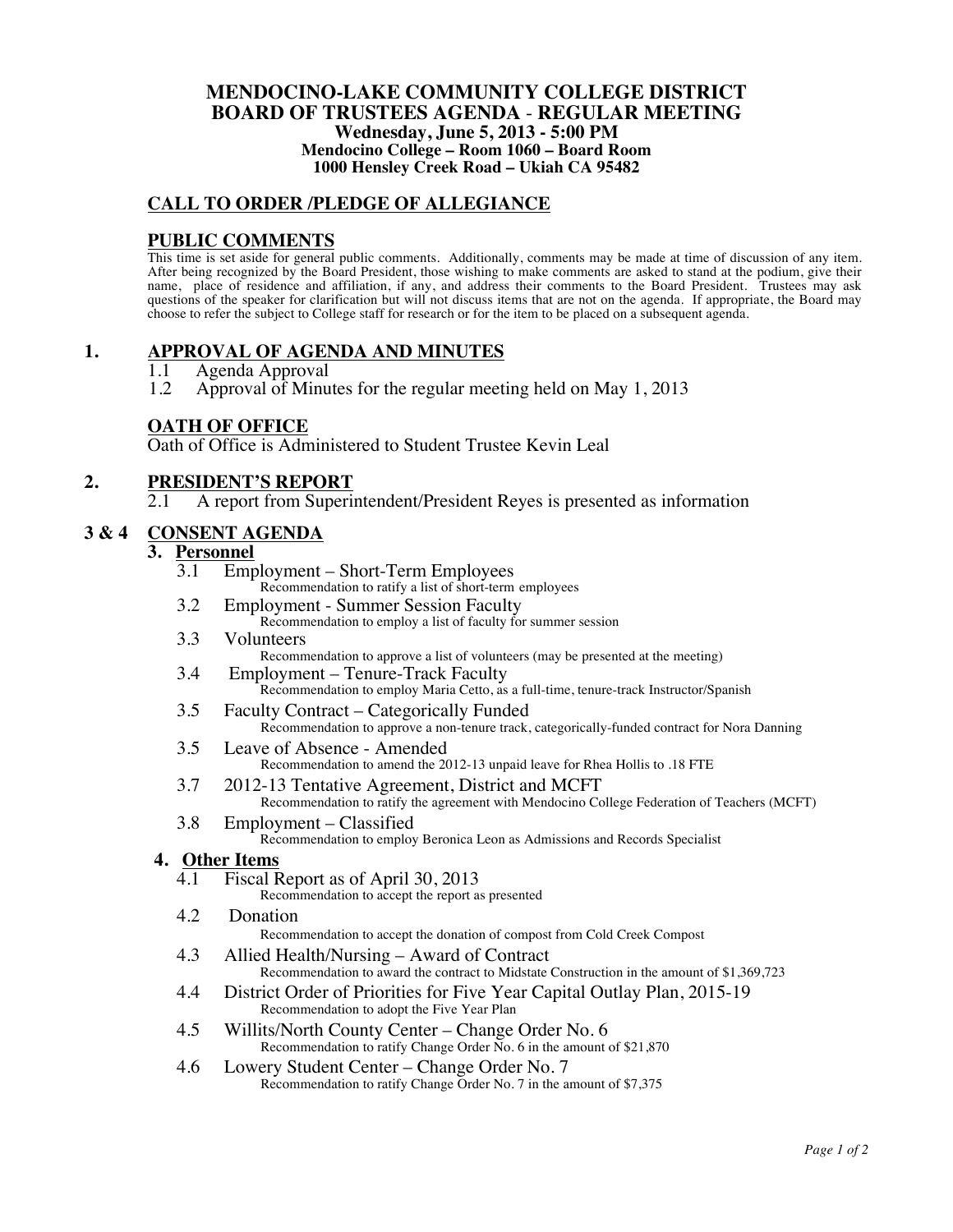# MENDOCINO-LAKE COMMUNITY COLLEGE DISTRICT
# BOARD OF TRUSTEES AGENDA - REGULAR MEETING

**Wednesday, June 5, 2013 - 5:00 PM**
**Mendocino College – Room 1060 – Board Room**
**1000 Hensley Creek Road – Ukiah CA 95482**

## CALL TO ORDER /PLEDGE OF ALLEGIANCE

## PUBLIC COMMENTS

This time is set aside for general public comments. Additionally, comments may be made at time of discussion of any item. After being recognized by the Board President, those wishing to make comments are asked to stand at the podium, give their name, place of residence and affiliation, if any, and address their comments to the Board President. Trustees may ask questions of the speaker for clarification but will not discuss items that are not on the agenda. If appropriate, the Board may choose to refer the subject to College staff for research or for the item to be placed on a subsequent agenda.

## 1. APPROVAL OF AGENDA AND MINUTES

1.1 Agenda Approval
1.2 Approval of Minutes for the regular meeting held on May 1, 2013

## OATH OF OFFICE

Oath of Office is Administered to Student Trustee Kevin Leal

## 2. PRESIDENT'S REPORT

2.1 A report from Superintendent/President Reyes is presented as information

## 3 & 4 CONSENT AGENDA

### 3. Personnel

3.1 Employment – Short-Term Employees
Recommendation to ratify a list of short-term employees

3.2 Employment - Summer Session Faculty
Recommendation to employ a list of faculty for summer session

3.3 Volunteers
Recommendation to approve a list of volunteers (may be presented at the meeting)

3.4 Employment – Tenure-Track Faculty
Recommendation to employ Maria Cetto, as a full-time, tenure-track Instructor/Spanish

3.5 Faculty Contract – Categorically Funded
Recommendation to approve a non-tenure track, categorically-funded contract for Nora Danning

3.5 Leave of Absence - Amended
Recommendation to amend the 2012-13 unpaid leave for Rhea Hollis to .18 FTE

3.7 2012-13 Tentative Agreement, District and MCFT
Recommendation to ratify the agreement with Mendocino College Federation of Teachers (MCFT)

3.8 Employment – Classified
Recommendation to employ Beronica Leon as Admissions and Records Specialist

### 4. Other Items

4.1 Fiscal Report as of April 30, 2013
Recommendation to accept the report as presented

4.2 Donation
Recommendation to accept the donation of compost from Cold Creek Compost

4.3 Allied Health/Nursing – Award of Contract
Recommendation to award the contract to Midstate Construction in the amount of $1,369,723

4.4 District Order of Priorities for Five Year Capital Outlay Plan, 2015-19
Recommendation to adopt the Five Year Plan

4.5 Willits/North County Center – Change Order No. 6
Recommendation to ratify Change Order No. 6 in the amount of $21,870

4.6 Lowery Student Center – Change Order No. 7
Recommendation to ratify Change Order No. 7 in the amount of $7,375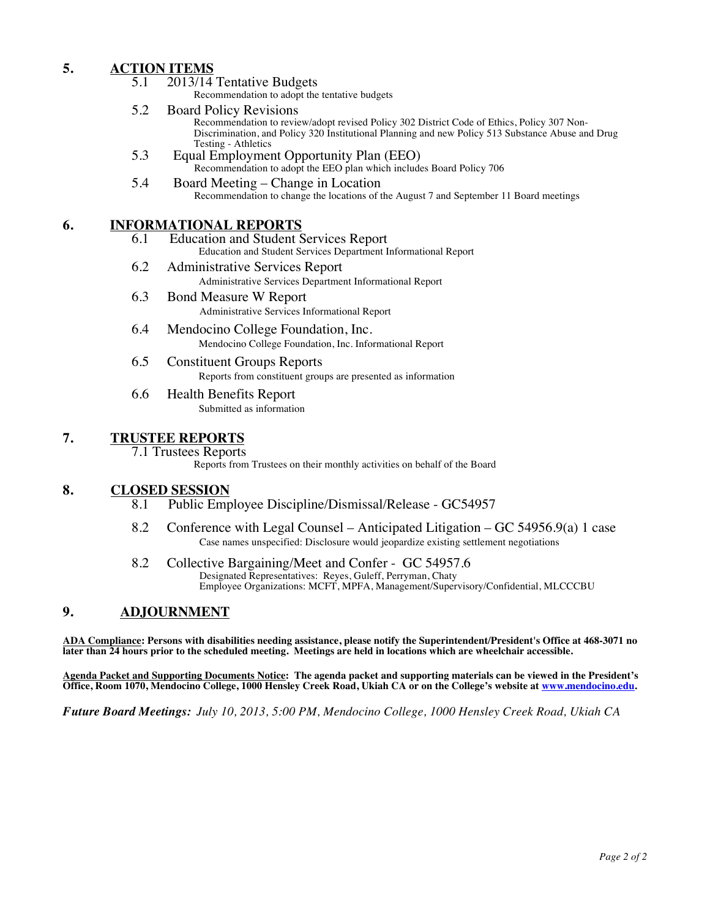## 5. ACTION ITEMS

5.1 2013/14 Tentative Budgets
Recommendation to adopt the tentative budgets

5.2 Board Policy Revisions
Recommendation to review/adopt revised Policy 302 District Code of Ethics, Policy 307 Non-Discrimination, and Policy 320 Institutional Planning and new Policy 513 Substance Abuse and Drug Testing - Athletics

5.3 Equal Employment Opportunity Plan (EEO)
Recommendation to adopt the EEO plan which includes Board Policy 706

5.4 Board Meeting – Change in Location
Recommendation to change the locations of the August 7 and September 11 Board meetings

## 6. INFORMATIONAL REPORTS

6.1 Education and Student Services Report
Education and Student Services Department Informational Report

6.2 Administrative Services Report
Administrative Services Department Informational Report

6.3 Bond Measure W Report
Administrative Services Informational Report

6.4 Mendocino College Foundation, Inc.
Mendocino College Foundation, Inc. Informational Report

6.5 Constituent Groups Reports
Reports from constituent groups are presented as information

6.6 Health Benefits Report
Submitted as information

## 7. TRUSTEE REPORTS

7.1 Trustees Reports
Reports from Trustees on their monthly activities on behalf of the Board

## 8. CLOSED SESSION

8.1 Public Employee Discipline/Dismissal/Release - GC54957

8.2 Conference with Legal Counsel – Anticipated Litigation – GC 54956.9(a) 1 case
Case names unspecified: Disclosure would jeopardize existing settlement negotiations

8.2 Collective Bargaining/Meet and Confer - GC 54957.6
Designated Representatives: Reyes, Guleff, Perryman, Chaty
Employee Organizations: MCFT, MPFA, Management/Supervisory/Confidential, MLCCCBU

## 9. ADJOURNMENT

**ADA Compliance: Persons with disabilities needing assistance, please notify the Superintendent/President's Office at 468-3071 no later than 24 hours prior to the scheduled meeting. Meetings are held in locations which are wheelchair accessible.**

**Agenda Packet and Supporting Documents Notice: The agenda packet and supporting materials can be viewed in the President's Office, Room 1070, Mendocino College, 1000 Hensley Creek Road, Ukiah CA or on the College's website at www.mendocino.edu.**

***Future Board Meetings:*** *July 10, 2013, 5:00 PM, Mendocino College, 1000 Hensley Creek Road, Ukiah CA*